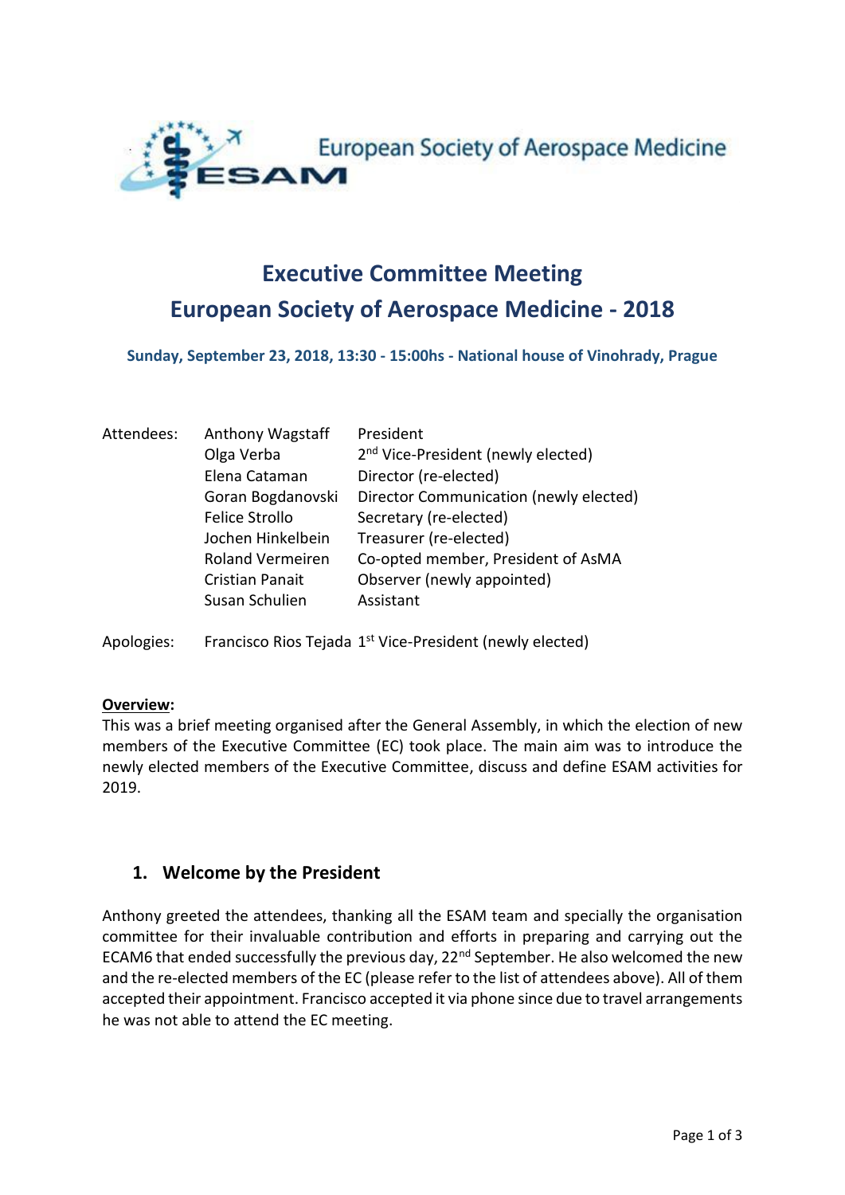European Society of Aerospace Medicine

# Executive Committee Meeting
# European Society of Aerospace Medicine - 2018

**Sunday, September 23, 2018, 13:30 - 15:00hs - National house of Vinohrady, Prague**

| Attendees: | Anthony Wagstaff | President |
|---|---|---|
| | Olga Verba | 2nd Vice-President (newly elected) |
| | Elena Cataman | Director (re-elected) |
| | Goran Bogdanovski | Director Communication (newly elected) |
| | Felice Strollo | Secretary (re-elected) |
| | Jochen Hinkelbein | Treasurer (re-elected) |
| | Roland Vermeiren | Co-opted member, President of AsMA |
| | Cristian Panait | Observer (newly appointed) |
| | Susan Schulien | Assistant |
| Apologies: | Francisco Rios Tejada | 1st Vice-President (newly elected) |

**Overview:**

This was a brief meeting organised after the General Assembly, in which the election of new members of the Executive Committee (EC) took place. The main aim was to introduce the newly elected members of the Executive Committee, discuss and define ESAM activities for 2019.

## 1. Welcome by the President

Anthony greeted the attendees, thanking all the ESAM team and specially the organisation committee for their invaluable contribution and efforts in preparing and carrying out the ECAM6 that ended successfully the previous day, 22nd September. He also welcomed the new and the re-elected members of the EC (please refer to the list of attendees above). All of them accepted their appointment. Francisco accepted it via phone since due to travel arrangements he was not able to attend the EC meeting.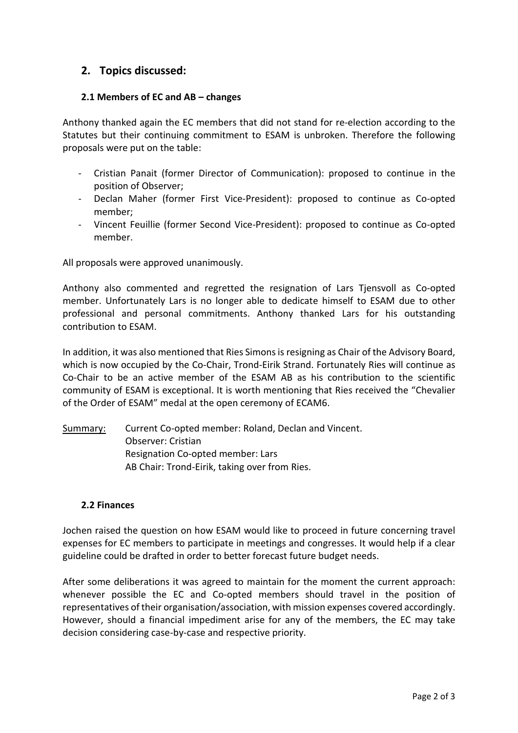## 2. Topics discussed:

### 2.1 Members of EC and AB – changes

Anthony thanked again the EC members that did not stand for re-election according to the Statutes but their continuing commitment to ESAM is unbroken. Therefore the following proposals were put on the table:

- Cristian Panait (former Director of Communication): proposed to continue in the position of Observer;
- Declan Maher (former First Vice-President): proposed to continue as Co-opted member;
- Vincent Feuillie (former Second Vice-President): proposed to continue as Co-opted member.

All proposals were approved unanimously.

Anthony also commented and regretted the resignation of Lars Tjensvoll as Co-opted member. Unfortunately Lars is no longer able to dedicate himself to ESAM due to other professional and personal commitments. Anthony thanked Lars for his outstanding contribution to ESAM.

In addition, it was also mentioned that Ries Simons is resigning as Chair of the Advisory Board, which is now occupied by the Co-Chair, Trond-Eirik Strand. Fortunately Ries will continue as Co-Chair to be an active member of the ESAM AB as his contribution to the scientific community of ESAM is exceptional. It is worth mentioning that Ries received the "Chevalier of the Order of ESAM" medal at the open ceremony of ECAM6.

<u>Summary:</u> Current Co-opted member: Roland, Declan and Vincent.
Observer: Cristian
Resignation Co-opted member: Lars
AB Chair: Trond-Eirik, taking over from Ries.

### 2.2 Finances

Jochen raised the question on how ESAM would like to proceed in future concerning travel expenses for EC members to participate in meetings and congresses. It would help if a clear guideline could be drafted in order to better forecast future budget needs.

After some deliberations it was agreed to maintain for the moment the current approach: whenever possible the EC and Co-opted members should travel in the position of representatives of their organisation/association, with mission expenses covered accordingly. However, should a financial impediment arise for any of the members, the EC may take decision considering case-by-case and respective priority.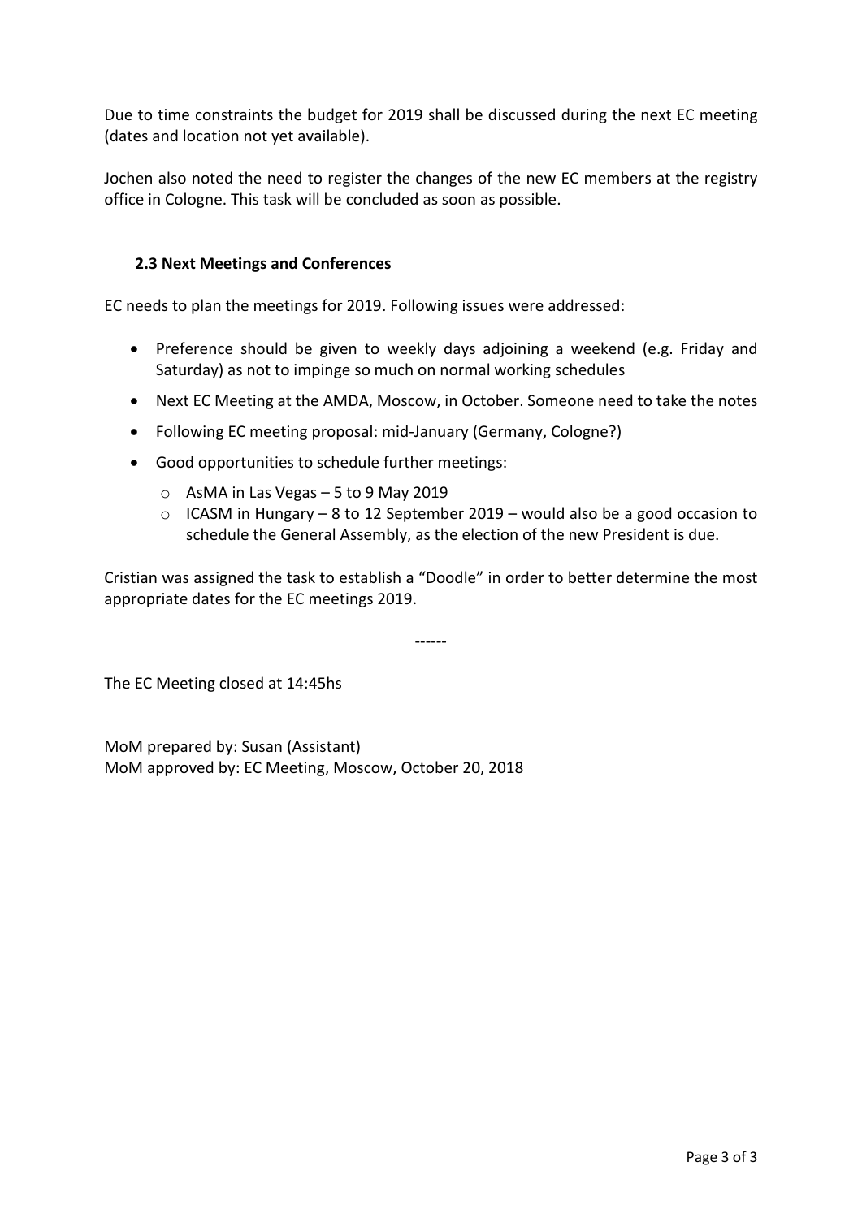Due to time constraints the budget for 2019 shall be discussed during the next EC meeting (dates and location not yet available).

Jochen also noted the need to register the changes of the new EC members at the registry office in Cologne. This task will be concluded as soon as possible.

### 2.3 Next Meetings and Conferences

EC needs to plan the meetings for 2019. Following issues were addressed:

- Preference should be given to weekly days adjoining a weekend (e.g. Friday and Saturday) as not to impinge so much on normal working schedules
- Next EC Meeting at the AMDA, Moscow, in October. Someone need to take the notes
- Following EC meeting proposal: mid-January (Germany, Cologne?)
- Good opportunities to schedule further meetings:
  - AsMA in Las Vegas – 5 to 9 May 2019
  - ICASM in Hungary – 8 to 12 September 2019 – would also be a good occasion to schedule the General Assembly, as the election of the new President is due.

Cristian was assigned the task to establish a "Doodle" in order to better determine the most appropriate dates for the EC meetings 2019.

------

The EC Meeting closed at 14:45hs

MoM prepared by: Susan (Assistant)
MoM approved by: EC Meeting, Moscow, October 20, 2018